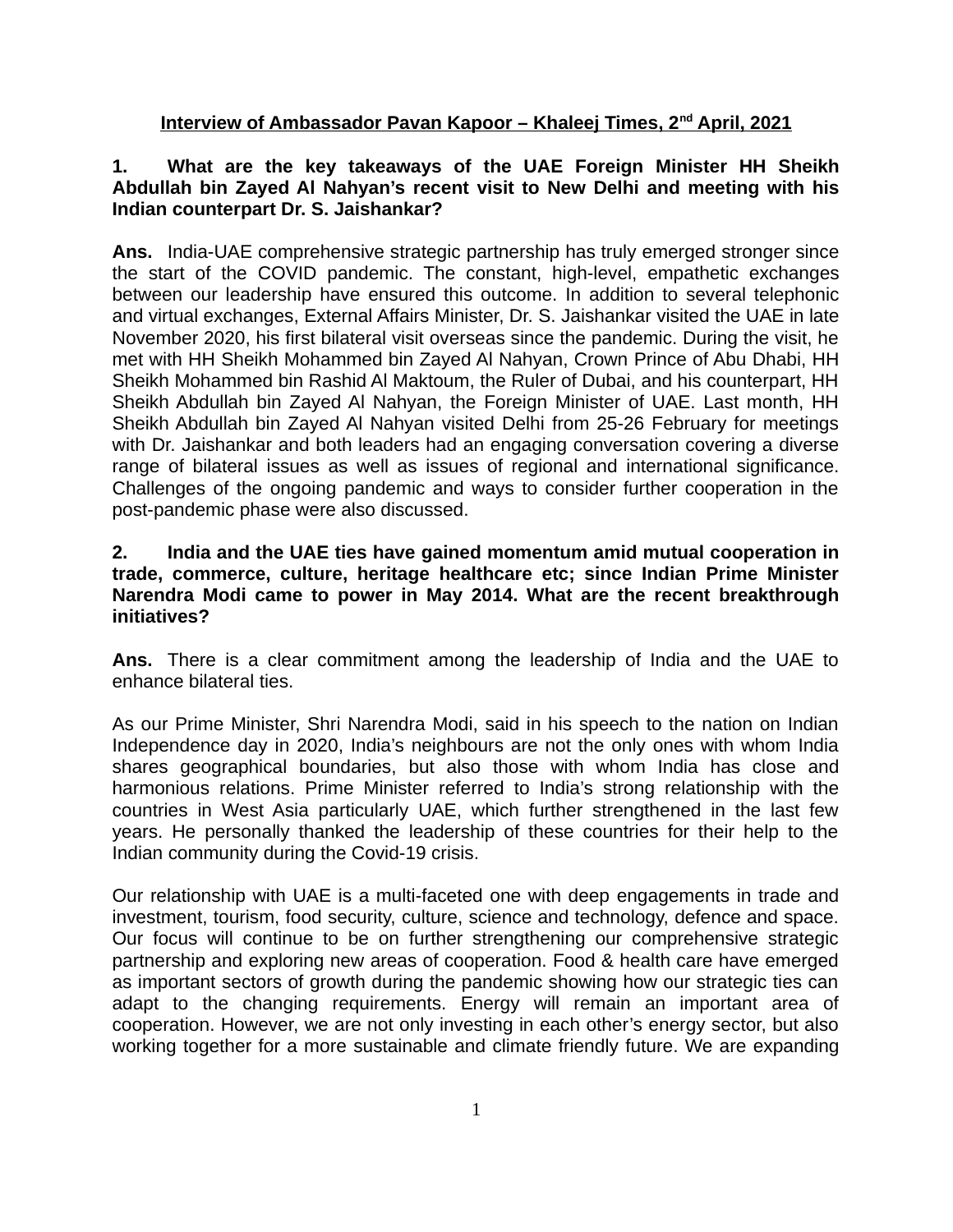# Interview of Ambassador Pavan Kapoor – Khaleej Times, 2nd April, 2021

**1. What are the key takeaways of the UAE Foreign Minister HH Sheikh Abdullah bin Zayed Al Nahyan's recent visit to New Delhi and meeting with his Indian counterpart Dr. S. Jaishankar?**

**Ans.** India-UAE comprehensive strategic partnership has truly emerged stronger since the start of the COVID pandemic. The constant, high-level, empathetic exchanges between our leadership have ensured this outcome. In addition to several telephonic and virtual exchanges, External Affairs Minister, Dr. S. Jaishankar visited the UAE in late November 2020, his first bilateral visit overseas since the pandemic. During the visit, he met with HH Sheikh Mohammed bin Zayed Al Nahyan, Crown Prince of Abu Dhabi, HH Sheikh Mohammed bin Rashid Al Maktoum, the Ruler of Dubai, and his counterpart, HH Sheikh Abdullah bin Zayed Al Nahyan, the Foreign Minister of UAE. Last month, HH Sheikh Abdullah bin Zayed Al Nahyan visited Delhi from 25-26 February for meetings with Dr. Jaishankar and both leaders had an engaging conversation covering a diverse range of bilateral issues as well as issues of regional and international significance. Challenges of the ongoing pandemic and ways to consider further cooperation in the post-pandemic phase were also discussed.

**2. India and the UAE ties have gained momentum amid mutual cooperation in trade, commerce, culture, heritage healthcare etc; since Indian Prime Minister Narendra Modi came to power in May 2014. What are the recent breakthrough initiatives?**

**Ans.** There is a clear commitment among the leadership of India and the UAE to enhance bilateral ties.

As our Prime Minister, Shri Narendra Modi, said in his speech to the nation on Indian Independence day in 2020, India's neighbours are not the only ones with whom India shares geographical boundaries, but also those with whom India has close and harmonious relations. Prime Minister referred to India's strong relationship with the countries in West Asia particularly UAE, which further strengthened in the last few years. He personally thanked the leadership of these countries for their help to the Indian community during the Covid-19 crisis.

Our relationship with UAE is a multi-faceted one with deep engagements in trade and investment, tourism, food security, culture, science and technology, defence and space. Our focus will continue to be on further strengthening our comprehensive strategic partnership and exploring new areas of cooperation. Food & health care have emerged as important sectors of growth during the pandemic showing how our strategic ties can adapt to the changing requirements. Energy will remain an important area of cooperation. However, we are not only investing in each other's energy sector, but also working together for a more sustainable and climate friendly future. We are expanding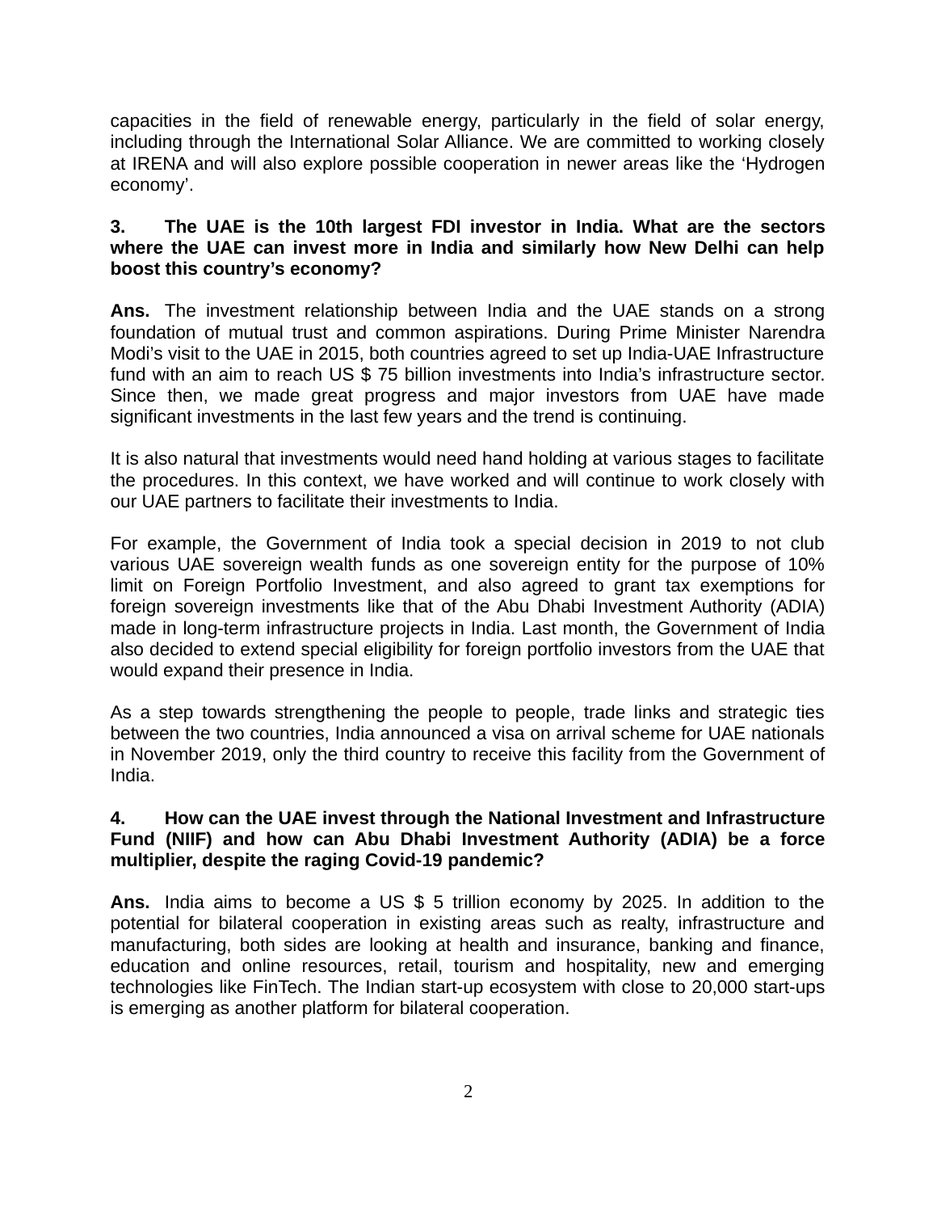capacities in the field of renewable energy, particularly in the field of solar energy, including through the International Solar Alliance. We are committed to working closely at IRENA and will also explore possible cooperation in newer areas like the 'Hydrogen economy'.

**3. The UAE is the 10th largest FDI investor in India. What are the sectors where the UAE can invest more in India and similarly how New Delhi can help boost this country's economy?**

**Ans.** The investment relationship between India and the UAE stands on a strong foundation of mutual trust and common aspirations. During Prime Minister Narendra Modi's visit to the UAE in 2015, both countries agreed to set up India-UAE Infrastructure fund with an aim to reach US $ 75 billion investments into India's infrastructure sector. Since then, we made great progress and major investors from UAE have made significant investments in the last few years and the trend is continuing.

It is also natural that investments would need hand holding at various stages to facilitate the procedures. In this context, we have worked and will continue to work closely with our UAE partners to facilitate their investments to India.

For example, the Government of India took a special decision in 2019 to not club various UAE sovereign wealth funds as one sovereign entity for the purpose of 10% limit on Foreign Portfolio Investment, and also agreed to grant tax exemptions for foreign sovereign investments like that of the Abu Dhabi Investment Authority (ADIA) made in long-term infrastructure projects in India. Last month, the Government of India also decided to extend special eligibility for foreign portfolio investors from the UAE that would expand their presence in India.

As a step towards strengthening the people to people, trade links and strategic ties between the two countries, India announced a visa on arrival scheme for UAE nationals in November 2019, only the third country to receive this facility from the Government of India.

**4. How can the UAE invest through the National Investment and Infrastructure Fund (NIIF) and how can Abu Dhabi Investment Authority (ADIA) be a force multiplier, despite the raging Covid-19 pandemic?**

**Ans.** India aims to become a US $ 5 trillion economy by 2025. In addition to the potential for bilateral cooperation in existing areas such as realty, infrastructure and manufacturing, both sides are looking at health and insurance, banking and finance, education and online resources, retail, tourism and hospitality, new and emerging technologies like FinTech. The Indian start-up ecosystem with close to 20,000 start-ups is emerging as another platform for bilateral cooperation.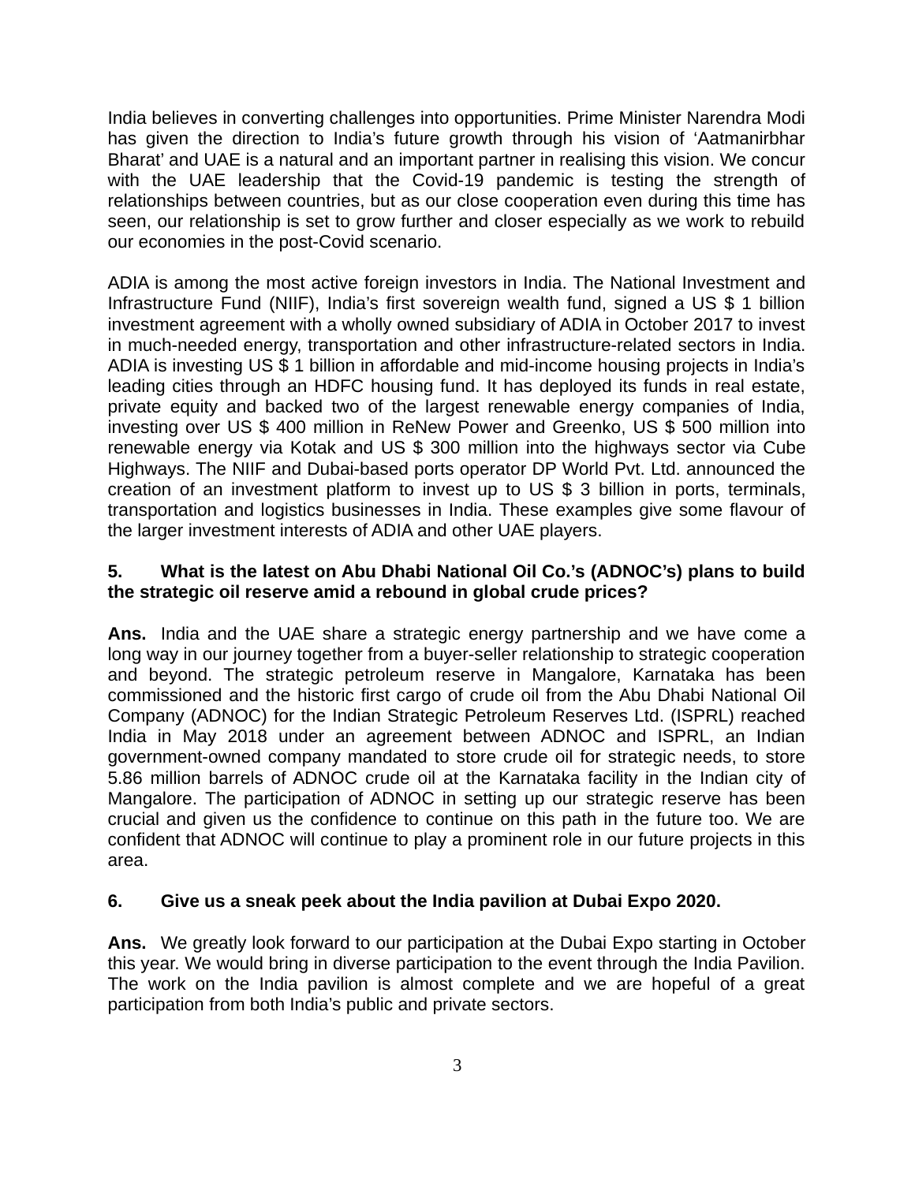India believes in converting challenges into opportunities. Prime Minister Narendra Modi has given the direction to India's future growth through his vision of 'Aatmanirbhar Bharat' and UAE is a natural and an important partner in realising this vision. We concur with the UAE leadership that the Covid-19 pandemic is testing the strength of relationships between countries, but as our close cooperation even during this time has seen, our relationship is set to grow further and closer especially as we work to rebuild our economies in the post-Covid scenario.

ADIA is among the most active foreign investors in India. The National Investment and Infrastructure Fund (NIIF), India's first sovereign wealth fund, signed a US $ 1 billion investment agreement with a wholly owned subsidiary of ADIA in October 2017 to invest in much-needed energy, transportation and other infrastructure-related sectors in India. ADIA is investing US $ 1 billion in affordable and mid-income housing projects in India's leading cities through an HDFC housing fund. It has deployed its funds in real estate, private equity and backed two of the largest renewable energy companies of India, investing over US $ 400 million in ReNew Power and Greenko, US $ 500 million into renewable energy via Kotak and US $ 300 million into the highways sector via Cube Highways. The NIIF and Dubai-based ports operator DP World Pvt. Ltd. announced the creation of an investment platform to invest up to US $ 3 billion in ports, terminals, transportation and logistics businesses in India. These examples give some flavour of the larger investment interests of ADIA and other UAE players.

**5. What is the latest on Abu Dhabi National Oil Co.'s (ADNOC's) plans to build the strategic oil reserve amid a rebound in global crude prices?**

**Ans.** India and the UAE share a strategic energy partnership and we have come a long way in our journey together from a buyer-seller relationship to strategic cooperation and beyond. The strategic petroleum reserve in Mangalore, Karnataka has been commissioned and the historic first cargo of crude oil from the Abu Dhabi National Oil Company (ADNOC) for the Indian Strategic Petroleum Reserves Ltd. (ISPRL) reached India in May 2018 under an agreement between ADNOC and ISPRL, an Indian government-owned company mandated to store crude oil for strategic needs, to store 5.86 million barrels of ADNOC crude oil at the Karnataka facility in the Indian city of Mangalore. The participation of ADNOC in setting up our strategic reserve has been crucial and given us the confidence to continue on this path in the future too. We are confident that ADNOC will continue to play a prominent role in our future projects in this area.

**6. Give us a sneak peek about the India pavilion at Dubai Expo 2020.**

**Ans.** We greatly look forward to our participation at the Dubai Expo starting in October this year. We would bring in diverse participation to the event through the India Pavilion. The work on the India pavilion is almost complete and we are hopeful of a great participation from both India's public and private sectors.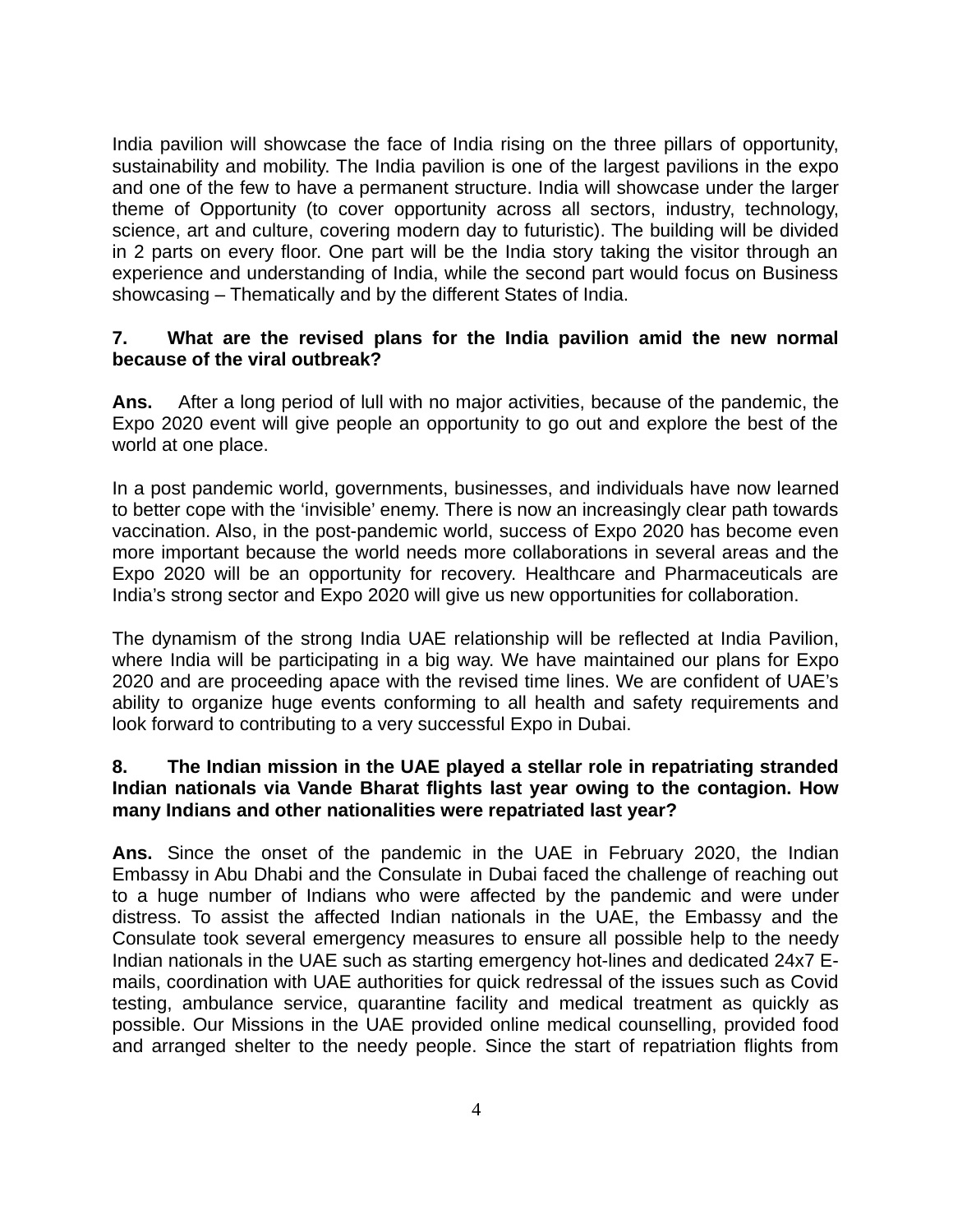India pavilion will showcase the face of India rising on the three pillars of opportunity, sustainability and mobility. The India pavilion is one of the largest pavilions in the expo and one of the few to have a permanent structure. India will showcase under the larger theme of Opportunity (to cover opportunity across all sectors, industry, technology, science, art and culture, covering modern day to futuristic). The building will be divided in 2 parts on every floor. One part will be the India story taking the visitor through an experience and understanding of India, while the second part would focus on Business showcasing – Thematically and by the different States of India.

**7. What are the revised plans for the India pavilion amid the new normal because of the viral outbreak?**

**Ans.** After a long period of lull with no major activities, because of the pandemic, the Expo 2020 event will give people an opportunity to go out and explore the best of the world at one place.

In a post pandemic world, governments, businesses, and individuals have now learned to better cope with the 'invisible' enemy. There is now an increasingly clear path towards vaccination. Also, in the post-pandemic world, success of Expo 2020 has become even more important because the world needs more collaborations in several areas and the Expo 2020 will be an opportunity for recovery. Healthcare and Pharmaceuticals are India's strong sector and Expo 2020 will give us new opportunities for collaboration.

The dynamism of the strong India UAE relationship will be reflected at India Pavilion, where India will be participating in a big way. We have maintained our plans for Expo 2020 and are proceeding apace with the revised time lines. We are confident of UAE's ability to organize huge events conforming to all health and safety requirements and look forward to contributing to a very successful Expo in Dubai.

**8. The Indian mission in the UAE played a stellar role in repatriating stranded Indian nationals via Vande Bharat flights last year owing to the contagion. How many Indians and other nationalities were repatriated last year?**

**Ans.** Since the onset of the pandemic in the UAE in February 2020, the Indian Embassy in Abu Dhabi and the Consulate in Dubai faced the challenge of reaching out to a huge number of Indians who were affected by the pandemic and were under distress. To assist the affected Indian nationals in the UAE, the Embassy and the Consulate took several emergency measures to ensure all possible help to the needy Indian nationals in the UAE such as starting emergency hot-lines and dedicated 24x7 E-mails, coordination with UAE authorities for quick redressal of the issues such as Covid testing, ambulance service, quarantine facility and medical treatment as quickly as possible. Our Missions in the UAE provided online medical counselling, provided food and arranged shelter to the needy people. Since the start of repatriation flights from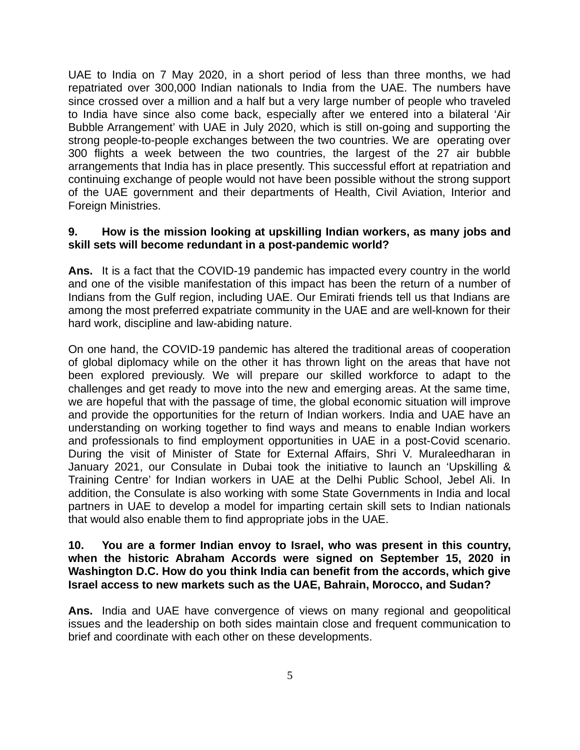UAE to India on 7 May 2020, in a short period of less than three months, we had repatriated over 300,000 Indian nationals to India from the UAE. The numbers have since crossed over a million and a half but a very large number of people who traveled to India have since also come back, especially after we entered into a bilateral 'Air Bubble Arrangement' with UAE in July 2020, which is still on-going and supporting the strong people-to-people exchanges between the two countries. We are operating over 300 flights a week between the two countries, the largest of the 27 air bubble arrangements that India has in place presently. This successful effort at repatriation and continuing exchange of people would not have been possible without the strong support of the UAE government and their departments of Health, Civil Aviation, Interior and Foreign Ministries.

**9. How is the mission looking at upskilling Indian workers, as many jobs and skill sets will become redundant in a post-pandemic world?**

**Ans.** It is a fact that the COVID-19 pandemic has impacted every country in the world and one of the visible manifestation of this impact has been the return of a number of Indians from the Gulf region, including UAE. Our Emirati friends tell us that Indians are among the most preferred expatriate community in the UAE and are well-known for their hard work, discipline and law-abiding nature.

On one hand, the COVID-19 pandemic has altered the traditional areas of cooperation of global diplomacy while on the other it has thrown light on the areas that have not been explored previously. We will prepare our skilled workforce to adapt to the challenges and get ready to move into the new and emerging areas. At the same time, we are hopeful that with the passage of time, the global economic situation will improve and provide the opportunities for the return of Indian workers. India and UAE have an understanding on working together to find ways and means to enable Indian workers and professionals to find employment opportunities in UAE in a post-Covid scenario. During the visit of Minister of State for External Affairs, Shri V. Muraleedharan in January 2021, our Consulate in Dubai took the initiative to launch an 'Upskilling & Training Centre' for Indian workers in UAE at the Delhi Public School, Jebel Ali. In addition, the Consulate is also working with some State Governments in India and local partners in UAE to develop a model for imparting certain skill sets to Indian nationals that would also enable them to find appropriate jobs in the UAE.

**10. You are a former Indian envoy to Israel, who was present in this country, when the historic Abraham Accords were signed on September 15, 2020 in Washington D.C. How do you think India can benefit from the accords, which give Israel access to new markets such as the UAE, Bahrain, Morocco, and Sudan?**

**Ans.** India and UAE have convergence of views on many regional and geopolitical issues and the leadership on both sides maintain close and frequent communication to brief and coordinate with each other on these developments.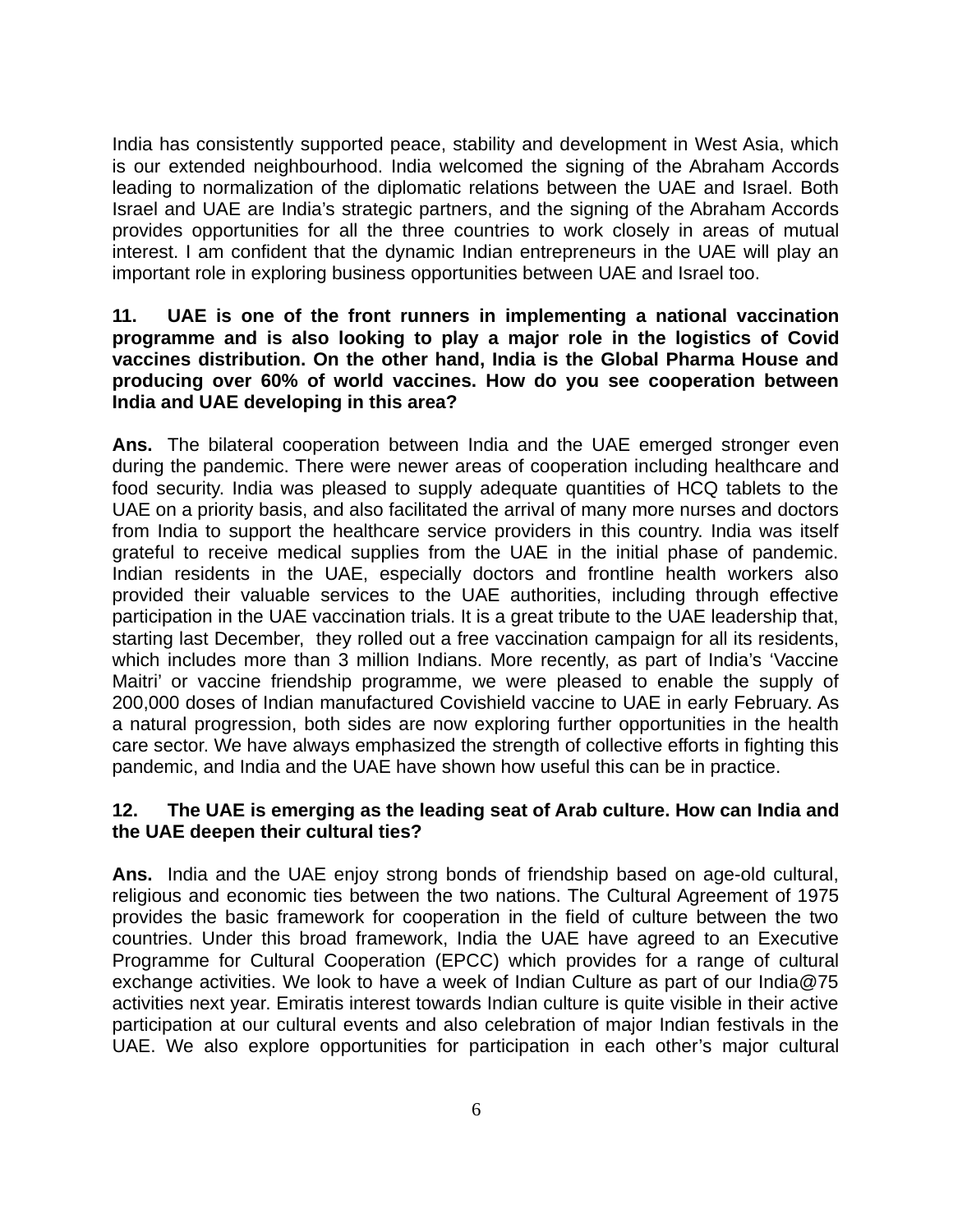India has consistently supported peace, stability and development in West Asia, which is our extended neighbourhood. India welcomed the signing of the Abraham Accords leading to normalization of the diplomatic relations between the UAE and Israel. Both Israel and UAE are India's strategic partners, and the signing of the Abraham Accords provides opportunities for all the three countries to work closely in areas of mutual interest. I am confident that the dynamic Indian entrepreneurs in the UAE will play an important role in exploring business opportunities between UAE and Israel too.

**11. UAE is one of the front runners in implementing a national vaccination programme and is also looking to play a major role in the logistics of Covid vaccines distribution. On the other hand, India is the Global Pharma House and producing over 60% of world vaccines. How do you see cooperation between India and UAE developing in this area?**

**Ans.** The bilateral cooperation between India and the UAE emerged stronger even during the pandemic. There were newer areas of cooperation including healthcare and food security. India was pleased to supply adequate quantities of HCQ tablets to the UAE on a priority basis, and also facilitated the arrival of many more nurses and doctors from India to support the healthcare service providers in this country. India was itself grateful to receive medical supplies from the UAE in the initial phase of pandemic. Indian residents in the UAE, especially doctors and frontline health workers also provided their valuable services to the UAE authorities, including through effective participation in the UAE vaccination trials. It is a great tribute to the UAE leadership that, starting last December, they rolled out a free vaccination campaign for all its residents, which includes more than 3 million Indians. More recently, as part of India's 'Vaccine Maitri' or vaccine friendship programme, we were pleased to enable the supply of 200,000 doses of Indian manufactured Covishield vaccine to UAE in early February. As a natural progression, both sides are now exploring further opportunities in the health care sector. We have always emphasized the strength of collective efforts in fighting this pandemic, and India and the UAE have shown how useful this can be in practice.

**12. The UAE is emerging as the leading seat of Arab culture. How can India and the UAE deepen their cultural ties?**

**Ans.** India and the UAE enjoy strong bonds of friendship based on age-old cultural, religious and economic ties between the two nations. The Cultural Agreement of 1975 provides the basic framework for cooperation in the field of culture between the two countries. Under this broad framework, India the UAE have agreed to an Executive Programme for Cultural Cooperation (EPCC) which provides for a range of cultural exchange activities. We look to have a week of Indian Culture as part of our India@75 activities next year. Emiratis interest towards Indian culture is quite visible in their active participation at our cultural events and also celebration of major Indian festivals in the UAE. We also explore opportunities for participation in each other's major cultural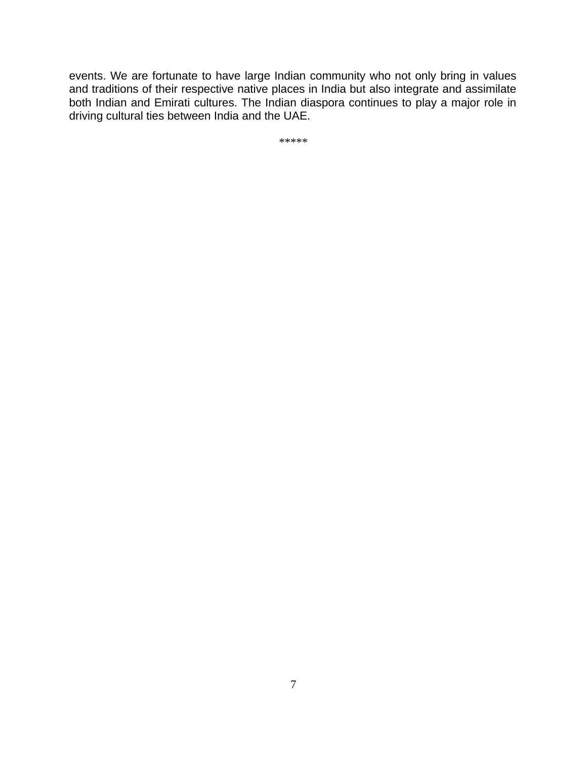events. We are fortunate to have large Indian community who not only bring in values and traditions of their respective native places in India but also integrate and assimilate both Indian and Emirati cultures. The Indian diaspora continues to play a major role in driving cultural ties between India and the UAE.

*****